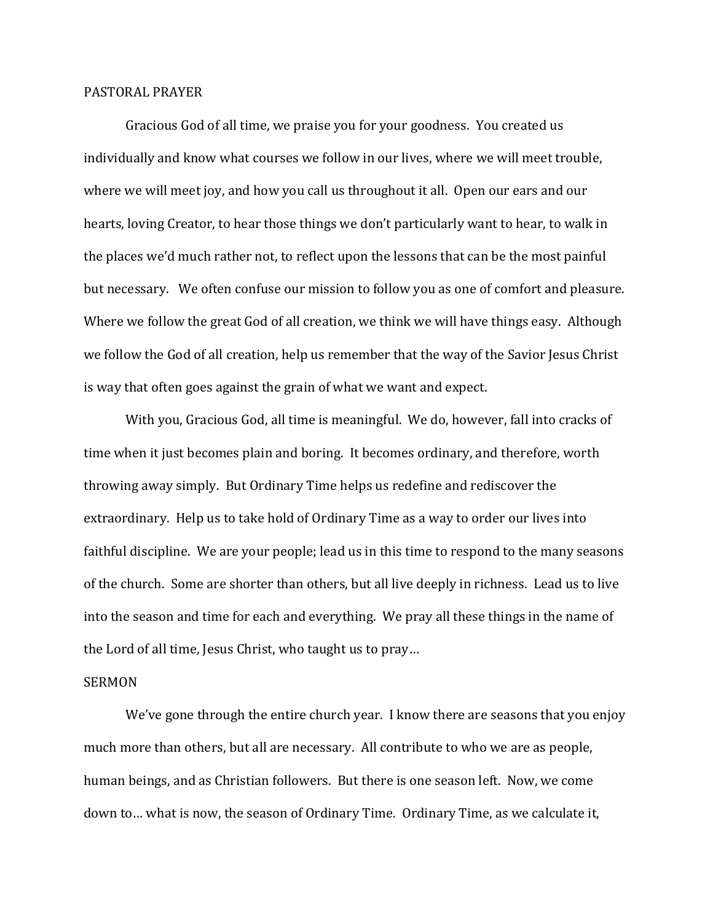## PASTORAL PRAYER

Gracious God of all time, we praise you for your goodness. You created us individually and know what courses we follow in our lives, where we will meet trouble, where we will meet joy, and how you call us throughout it all. Open our ears and our hearts, loving Creator, to hear those things we don't particularly want to hear, to walk in the places we'd much rather not, to reflect upon the lessons that can be the most painful but necessary. We often confuse our mission to follow you as one of comfort and pleasure. Where we follow the great God of all creation, we think we will have things easy. Although we follow the God of all creation, help us remember that the way of the Savior Jesus Christ is way that often goes against the grain of what we want and expect.

With you, Gracious God, all time is meaningful. We do, however, fall into cracks of time when it just becomes plain and boring. It becomes ordinary, and therefore, worth throwing away simply. But Ordinary Time helps us redefine and rediscover the extraordinary. Help us to take hold of Ordinary Time as a way to order our lives into faithful discipline. We are your people; lead us in this time to respond to the many seasons of the church. Some are shorter than others, but all live deeply in richness. Lead us to live into the season and time for each and everything. We pray all these things in the name of the Lord of all time, Jesus Christ, who taught us to pray…

## SERMON

We've gone through the entire church year. I know there are seasons that you enjoy much more than others, but all are necessary. All contribute to who we are as people, human beings, and as Christian followers. But there is one season left. Now, we come down to… what is now, the season of Ordinary Time. Ordinary Time, as we calculate it,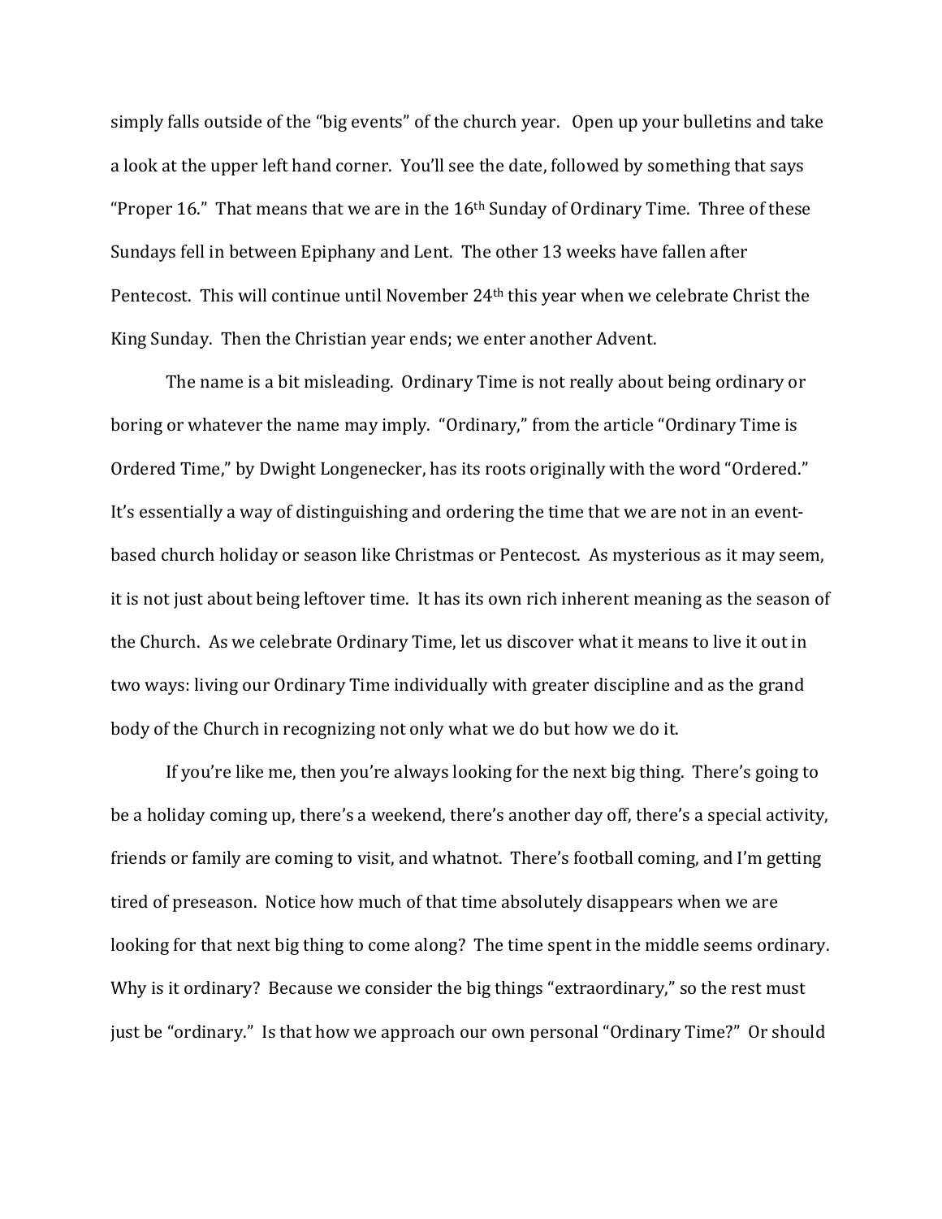simply falls outside of the "big events" of the church year. Open up your bulletins and take a look at the upper left hand corner. You'll see the date, followed by something that says "Proper 16." That means that we are in the 16th Sunday of Ordinary Time. Three of these Sundays fell in between Epiphany and Lent. The other 13 weeks have fallen after Pentecost. This will continue until November 24th this year when we celebrate Christ the King Sunday. Then the Christian year ends; we enter another Advent.

The name is a bit misleading. Ordinary Time is not really about being ordinary or boring or whatever the name may imply. "Ordinary," from the article "Ordinary Time is Ordered Time," by Dwight Longenecker, has its roots originally with the word "Ordered." It's essentially a way of distinguishing and ordering the time that we are not in an event-based church holiday or season like Christmas or Pentecost. As mysterious as it may seem, it is not just about being leftover time. It has its own rich inherent meaning as the season of the Church. As we celebrate Ordinary Time, let us discover what it means to live it out in two ways: living our Ordinary Time individually with greater discipline and as the grand body of the Church in recognizing not only what we do but how we do it.

If you're like me, then you're always looking for the next big thing. There's going to be a holiday coming up, there's a weekend, there's another day off, there's a special activity, friends or family are coming to visit, and whatnot. There's football coming, and I'm getting tired of preseason. Notice how much of that time absolutely disappears when we are looking for that next big thing to come along? The time spent in the middle seems ordinary. Why is it ordinary? Because we consider the big things "extraordinary," so the rest must just be "ordinary." Is that how we approach our own personal "Ordinary Time?" Or should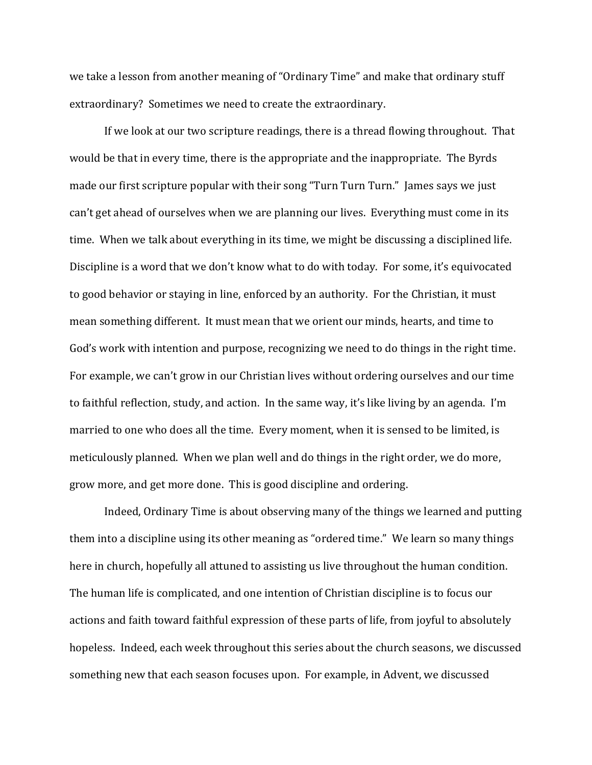we take a lesson from another meaning of "Ordinary Time" and make that ordinary stuff extraordinary? Sometimes we need to create the extraordinary.

If we look at our two scripture readings, there is a thread flowing throughout. That would be that in every time, there is the appropriate and the inappropriate. The Byrds made our first scripture popular with their song "Turn Turn Turn." James says we just can't get ahead of ourselves when we are planning our lives. Everything must come in its time. When we talk about everything in its time, we might be discussing a disciplined life. Discipline is a word that we don't know what to do with today. For some, it's equivocated to good behavior or staying in line, enforced by an authority. For the Christian, it must mean something different. It must mean that we orient our minds, hearts, and time to God's work with intention and purpose, recognizing we need to do things in the right time. For example, we can't grow in our Christian lives without ordering ourselves and our time to faithful reflection, study, and action. In the same way, it's like living by an agenda. I'm married to one who does all the time. Every moment, when it is sensed to be limited, is meticulously planned. When we plan well and do things in the right order, we do more, grow more, and get more done. This is good discipline and ordering.

Indeed, Ordinary Time is about observing many of the things we learned and putting them into a discipline using its other meaning as "ordered time." We learn so many things here in church, hopefully all attuned to assisting us live throughout the human condition. The human life is complicated, and one intention of Christian discipline is to focus our actions and faith toward faithful expression of these parts of life, from joyful to absolutely hopeless. Indeed, each week throughout this series about the church seasons, we discussed something new that each season focuses upon. For example, in Advent, we discussed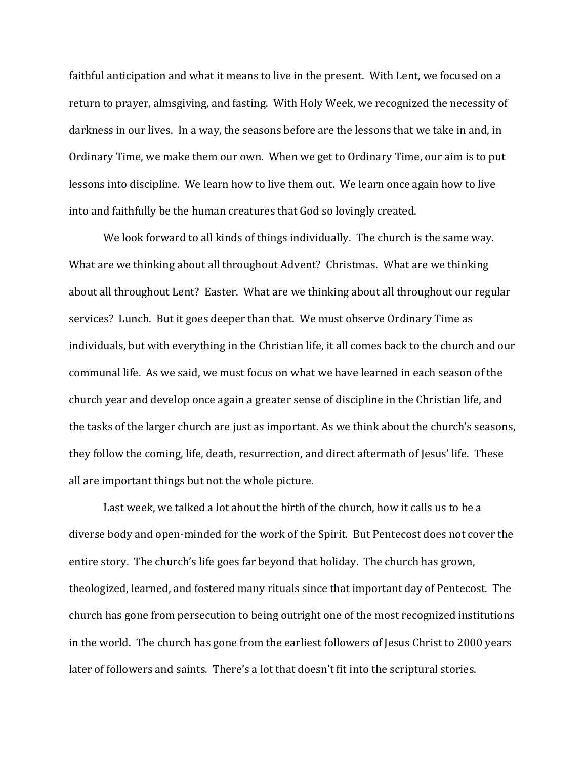faithful anticipation and what it means to live in the present. With Lent, we focused on a return to prayer, almsgiving, and fasting. With Holy Week, we recognized the necessity of darkness in our lives. In a way, the seasons before are the lessons that we take in and, in Ordinary Time, we make them our own. When we get to Ordinary Time, our aim is to put lessons into discipline. We learn how to live them out. We learn once again how to live into and faithfully be the human creatures that God so lovingly created.

We look forward to all kinds of things individually. The church is the same way. What are we thinking about all throughout Advent? Christmas. What are we thinking about all throughout Lent? Easter. What are we thinking about all throughout our regular services? Lunch. But it goes deeper than that. We must observe Ordinary Time as individuals, but with everything in the Christian life, it all comes back to the church and our communal life. As we said, we must focus on what we have learned in each season of the church year and develop once again a greater sense of discipline in the Christian life, and the tasks of the larger church are just as important. As we think about the church's seasons, they follow the coming, life, death, resurrection, and direct aftermath of Jesus' life. These all are important things but not the whole picture.

Last week, we talked a lot about the birth of the church, how it calls us to be a diverse body and open-minded for the work of the Spirit. But Pentecost does not cover the entire story. The church's life goes far beyond that holiday. The church has grown, theologized, learned, and fostered many rituals since that important day of Pentecost. The church has gone from persecution to being outright one of the most recognized institutions in the world. The church has gone from the earliest followers of Jesus Christ to 2000 years later of followers and saints. There's a lot that doesn't fit into the scriptural stories.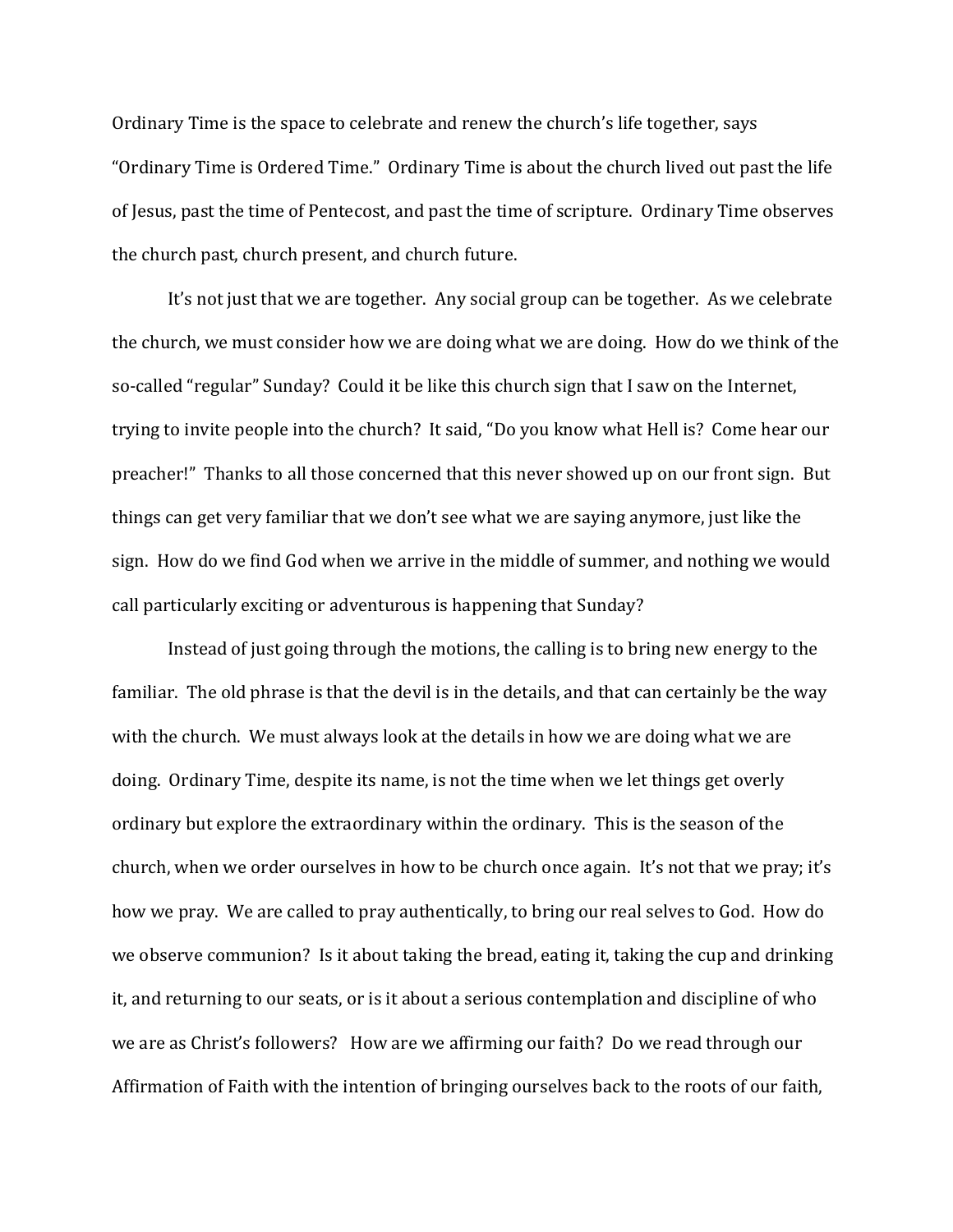Ordinary Time is the space to celebrate and renew the church's life together, says "Ordinary Time is Ordered Time." Ordinary Time is about the church lived out past the life of Jesus, past the time of Pentecost, and past the time of scripture. Ordinary Time observes the church past, church present, and church future.

It's not just that we are together. Any social group can be together. As we celebrate the church, we must consider how we are doing what we are doing. How do we think of the so-called "regular" Sunday? Could it be like this church sign that I saw on the Internet, trying to invite people into the church? It said, "Do you know what Hell is? Come hear our preacher!" Thanks to all those concerned that this never showed up on our front sign. But things can get very familiar that we don't see what we are saying anymore, just like the sign. How do we find God when we arrive in the middle of summer, and nothing we would call particularly exciting or adventurous is happening that Sunday?

Instead of just going through the motions, the calling is to bring new energy to the familiar. The old phrase is that the devil is in the details, and that can certainly be the way with the church. We must always look at the details in how we are doing what we are doing. Ordinary Time, despite its name, is not the time when we let things get overly ordinary but explore the extraordinary within the ordinary. This is the season of the church, when we order ourselves in how to be church once again. It's not that we pray; it's how we pray. We are called to pray authentically, to bring our real selves to God. How do we observe communion? Is it about taking the bread, eating it, taking the cup and drinking it, and returning to our seats, or is it about a serious contemplation and discipline of who we are as Christ's followers? How are we affirming our faith? Do we read through our Affirmation of Faith with the intention of bringing ourselves back to the roots of our faith,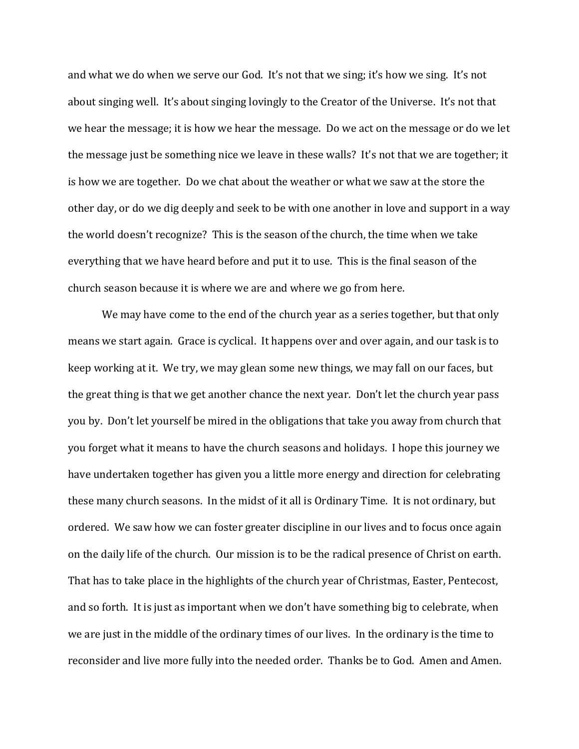and what we do when we serve our God. It's not that we sing; it's how we sing. It's not about singing well. It's about singing lovingly to the Creator of the Universe. It's not that we hear the message; it is how we hear the message. Do we act on the message or do we let the message just be something nice we leave in these walls? It's not that we are together; it is how we are together. Do we chat about the weather or what we saw at the store the other day, or do we dig deeply and seek to be with one another in love and support in a way the world doesn't recognize? This is the season of the church, the time when we take everything that we have heard before and put it to use. This is the final season of the church season because it is where we are and where we go from here.

We may have come to the end of the church year as a series together, but that only means we start again. Grace is cyclical. It happens over and over again, and our task is to keep working at it. We try, we may glean some new things, we may fall on our faces, but the great thing is that we get another chance the next year. Don't let the church year pass you by. Don't let yourself be mired in the obligations that take you away from church that you forget what it means to have the church seasons and holidays. I hope this journey we have undertaken together has given you a little more energy and direction for celebrating these many church seasons. In the midst of it all is Ordinary Time. It is not ordinary, but ordered. We saw how we can foster greater discipline in our lives and to focus once again on the daily life of the church. Our mission is to be the radical presence of Christ on earth. That has to take place in the highlights of the church year of Christmas, Easter, Pentecost, and so forth. It is just as important when we don't have something big to celebrate, when we are just in the middle of the ordinary times of our lives. In the ordinary is the time to reconsider and live more fully into the needed order. Thanks be to God. Amen and Amen.